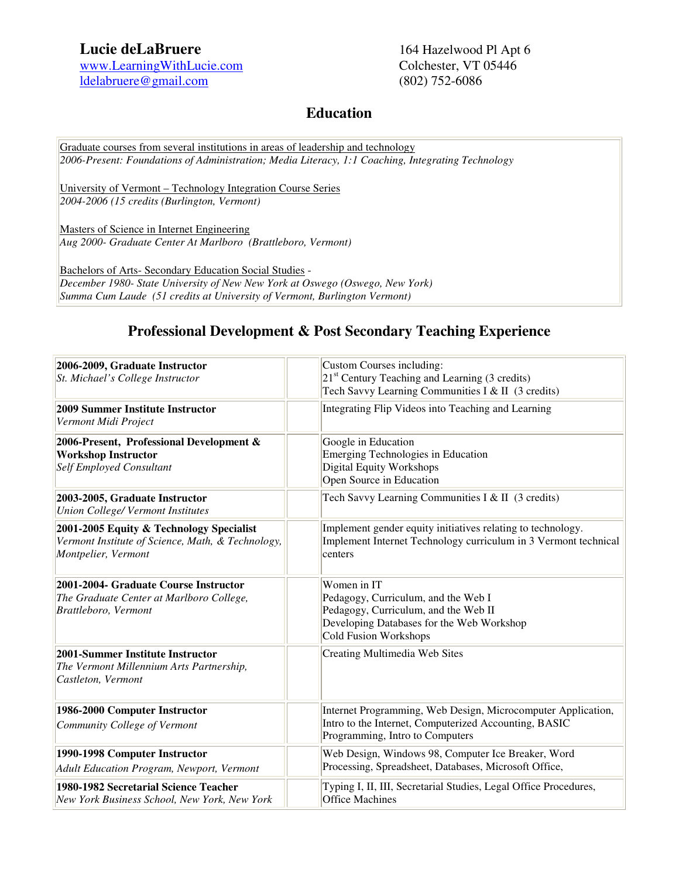**Lucie deLaBruere**
www.LearningWithLucie.com
ldelabruere@gmail.com

164 Hazelwood Pl Apt 6
Colchester, VT 05446
(802) 752-6086

## Education

Graduate courses from several institutions in areas of leadership and technology
*2006-Present: Foundations of Administration; Media Literacy, 1:1 Coaching, Integrating Technology*

University of Vermont – Technology Integration Course Series
*2004-2006 (15 credits (Burlington, Vermont)*

Masters of Science in Internet Engineering
*Aug 2000- Graduate Center At Marlboro (Brattleboro, Vermont)*

Bachelors of Arts- Secondary Education Social Studies -
*December 1980- State University of New New York at Oswego (Oswego, New York)*
*Summa Cum Laude (51 credits at University of Vermont, Burlington Vermont)*

## Professional Development & Post Secondary Teaching Experience

| Position | | Courses |
|---|---|---|
| **2006-2009, Graduate Instructor**<br>*St. Michael's College Instructor* | | Custom Courses including:<br>21st Century Teaching and Learning (3 credits)<br>Tech Savvy Learning Communities I & II (3 credits) |
| **2009 Summer Institute Instructor**<br>*Vermont Midi Project* | | Integrating Flip Videos into Teaching and Learning |
| **2006-Present, Professional Development & Workshop Instructor**<br>*Self Employed Consultant* | | Google in Education<br>Emerging Technologies in Education<br>Digital Equity Workshops<br>Open Source in Education |
| **2003-2005, Graduate Instructor**<br>*Union College/ Vermont Institutes* | | Tech Savvy Learning Communities I & II (3 credits) |
| **2001-2005 Equity & Technology Specialist**<br>*Vermont Institute of Science, Math, & Technology, Montpelier, Vermont* | | Implement gender equity initiatives relating to technology.<br>Implement Internet Technology curriculum in 3 Vermont technical centers |
| **2001-2004- Graduate Course Instructor**<br>*The Graduate Center at Marlboro College, Brattleboro, Vermont* | | Women in IT<br>Pedagogy, Curriculum, and the Web I<br>Pedagogy, Curriculum, and the Web II<br>Developing Databases for the Web Workshop<br>Cold Fusion Workshops |
| **2001-Summer Institute Instructor**<br>*The Vermont Millennium Arts Partnership, Castleton, Vermont* | | Creating Multimedia Web Sites |
| **1986-2000 Computer Instructor**<br>*Community College of Vermont* | | Internet Programming, Web Design, Microcomputer Application, Intro to the Internet, Computerized Accounting, BASIC Programming, Intro to Computers |
| **1990-1998 Computer Instructor**<br>*Adult Education Program, Newport, Vermont* | | Web Design, Windows 98, Computer Ice Breaker, Word Processing, Spreadsheet, Databases, Microsoft Office, |
| **1980-1982 Secretarial Science Teacher**<br>*New York Business School, New York, New York* | | Typing I, II, III, Secretarial Studies, Legal Office Procedures, Office Machines |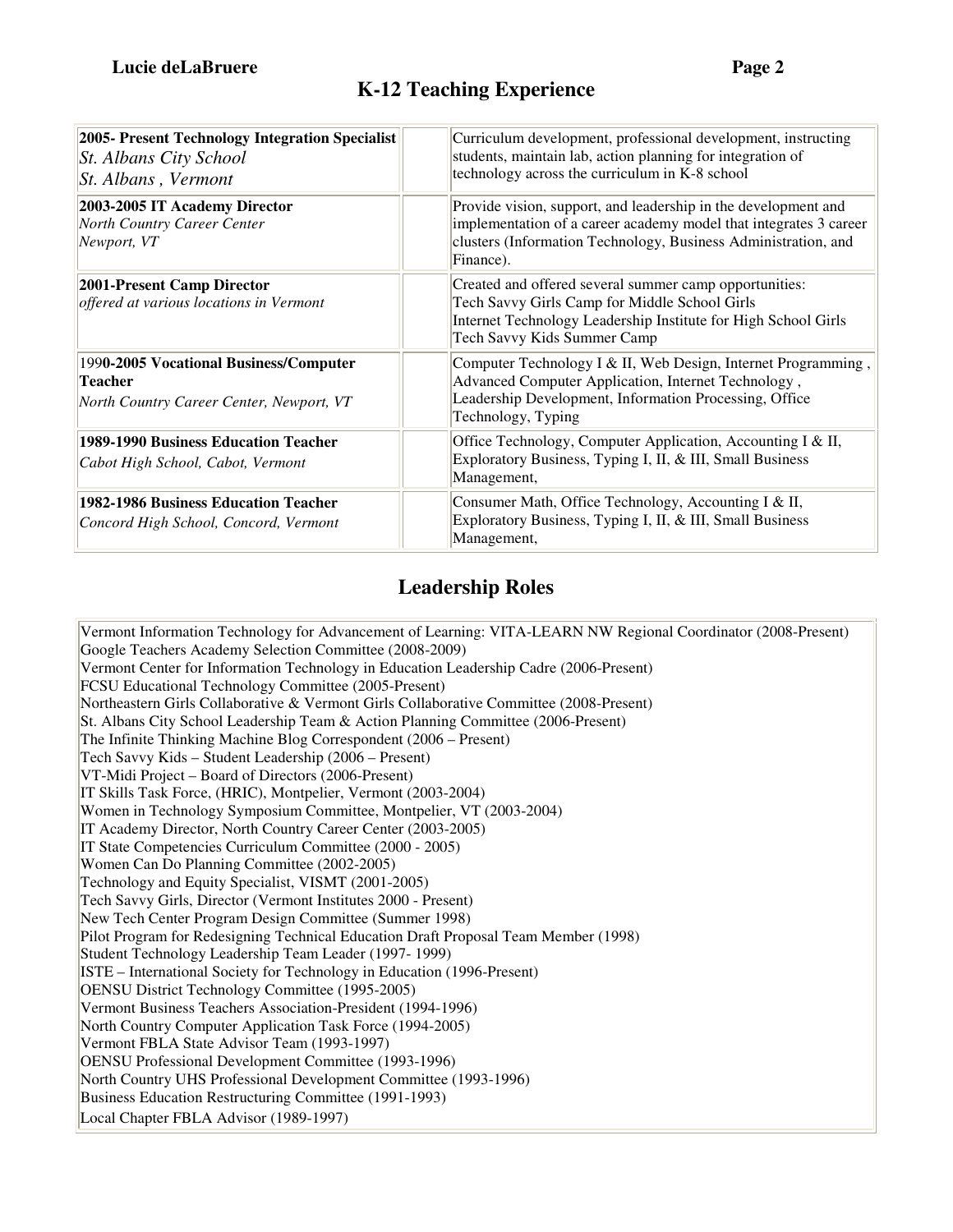## K-12 Teaching Experience

| | | |
|---|---|---|
| **2005- Present Technology Integration Specialist**<br>*St. Albans City School*<br>*St. Albans , Vermont* | | Curriculum development, professional development, instructing students, maintain lab, action planning for integration of technology across the curriculum in K-8 school |
| **2003-2005 IT Academy Director**<br>*North Country Career Center*<br>*Newport, VT* | | Provide vision, support, and leadership in the development and implementation of a career academy model that integrates 3 career clusters (Information Technology, Business Administration, and Finance). |
| **2001-Present Camp Director**<br>*offered at various locations in Vermont* | | Created and offered several summer camp opportunities:<br>Tech Savvy Girls Camp for Middle School Girls<br>Internet Technology Leadership Institute for High School Girls<br>Tech Savvy Kids Summer Camp |
| 199**0-2005 Vocational Business/Computer Teacher**<br>*North Country Career Center, Newport, VT* | | Computer Technology I & II, Web Design, Internet Programming , Advanced Computer Application, Internet Technology , Leadership Development, Information Processing, Office Technology, Typing |
| **1989-1990 Business Education Teacher**<br>*Cabot High School, Cabot, Vermont* | | Office Technology, Computer Application, Accounting I & II, Exploratory Business, Typing I, II, & III, Small Business Management, |
| **1982-1986 Business Education Teacher**<br>*Concord High School, Concord, Vermont* | | Consumer Math, Office Technology, Accounting I & II, Exploratory Business, Typing I, II, & III, Small Business Management, |

## Leadership Roles

Vermont Information Technology for Advancement of Learning: VITA-LEARN NW Regional Coordinator (2008-Present)
Google Teachers Academy Selection Committee (2008-2009)
Vermont Center for Information Technology in Education Leadership Cadre (2006-Present)
FCSU Educational Technology Committee (2005-Present)
Northeastern Girls Collaborative & Vermont Girls Collaborative Committee (2008-Present)
St. Albans City School Leadership Team & Action Planning Committee (2006-Present)
The Infinite Thinking Machine Blog Correspondent (2006 – Present)
Tech Savvy Kids – Student Leadership (2006 – Present)
VT-Midi Project – Board of Directors (2006-Present)
IT Skills Task Force, (HRIC), Montpelier, Vermont (2003-2004)
Women in Technology Symposium Committee, Montpelier, VT (2003-2004)
IT Academy Director, North Country Career Center (2003-2005)
IT State Competencies Curriculum Committee (2000 - 2005)
Women Can Do Planning Committee (2002-2005)
Technology and Equity Specialist, VISMT (2001-2005)
Tech Savvy Girls, Director (Vermont Institutes 2000 - Present)
New Tech Center Program Design Committee (Summer 1998)
Pilot Program for Redesigning Technical Education Draft Proposal Team Member (1998)
Student Technology Leadership Team Leader (1997- 1999)
ISTE – International Society for Technology in Education (1996-Present)
OENSU District Technology Committee (1995-2005)
Vermont Business Teachers Association-President (1994-1996)
North Country Computer Application Task Force (1994-2005)
Vermont FBLA State Advisor Team (1993-1997)
OENSU Professional Development Committee (1993-1996)
North Country UHS Professional Development Committee (1993-1996)
Business Education Restructuring Committee (1991-1993)
Local Chapter FBLA Advisor (1989-1997)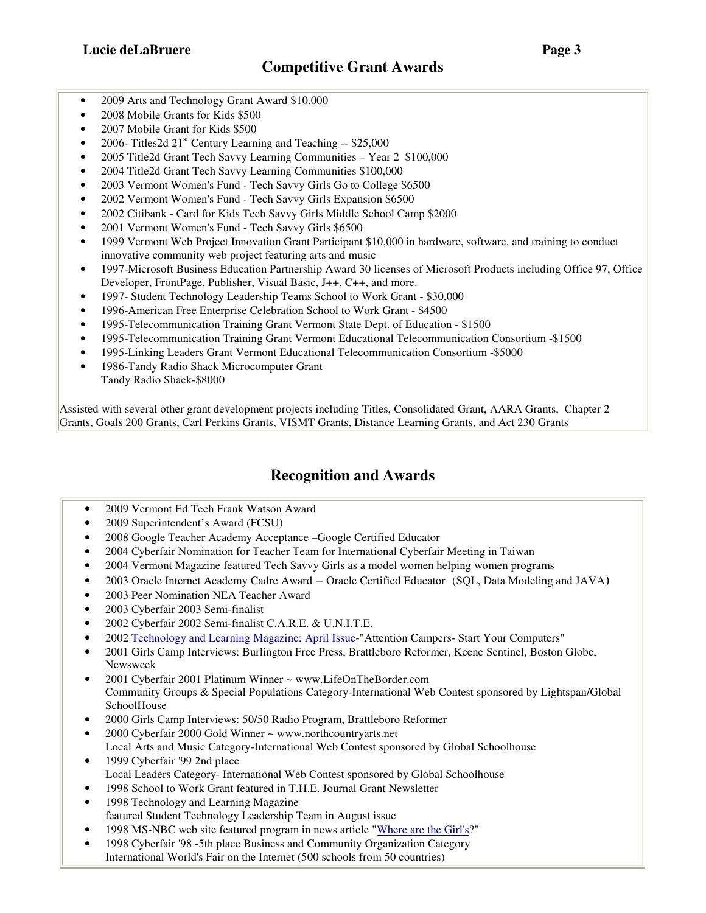## Competitive Grant Awards

- 2009 Arts and Technology Grant Award $10,000
- 2008 Mobile Grants for Kids $500
- 2007 Mobile Grant for Kids $500
- 2006- Titles2d 21st Century Learning and Teaching -- $25,000
- 2005 Title2d Grant Tech Savvy Learning Communities – Year 2 $100,000
- 2004 Title2d Grant Tech Savvy Learning Communities $100,000
- 2003 Vermont Women's Fund - Tech Savvy Girls Go to College $6500
- 2002 Vermont Women's Fund - Tech Savvy Girls Expansion $6500
- 2002 Citibank - Card for Kids Tech Savvy Girls Middle School Camp $2000
- 2001 Vermont Women's Fund - Tech Savvy Girls $6500
- 1999 Vermont Web Project Innovation Grant Participant $10,000 in hardware, software, and training to conduct innovative community web project featuring arts and music
- 1997-Microsoft Business Education Partnership Award 30 licenses of Microsoft Products including Office 97, Office Developer, FrontPage, Publisher, Visual Basic, J++, C++, and more.
- 1997- Student Technology Leadership Teams School to Work Grant - $30,000
- 1996-American Free Enterprise Celebration School to Work Grant - $4500
- 1995-Telecommunication Training Grant Vermont State Dept. of Education - $1500
- 1995-Telecommunication Training Grant Vermont Educational Telecommunication Consortium -$1500
- 1995-Linking Leaders Grant Vermont Educational Telecommunication Consortium -$5000
- 1986-Tandy Radio Shack Microcomputer Grant
  Tandy Radio Shack-$8000

Assisted with several other grant development projects including Titles, Consolidated Grant, AARA Grants, Chapter 2 Grants, Goals 200 Grants, Carl Perkins Grants, VISMT Grants, Distance Learning Grants, and Act 230 Grants

## Recognition and Awards

- 2009 Vermont Ed Tech Frank Watson Award
- 2009 Superintendent's Award (FCSU)
- 2008 Google Teacher Academy Acceptance –Google Certified Educator
- 2004 Cyberfair Nomination for Teacher Team for International Cyberfair Meeting in Taiwan
- 2004 Vermont Magazine featured Tech Savvy Girls as a model women helping women programs
- 2003 Oracle Internet Academy Cadre Award – Oracle Certified Educator (SQL, Data Modeling and JAVA)
- 2003 Peer Nomination NEA Teacher Award
- 2003 Cyberfair 2003 Semi-finalist
- 2002 Cyberfair 2002 Semi-finalist C.A.R.E. & U.N.I.T.E.
- 2002 Technology and Learning Magazine: April Issue-"Attention Campers- Start Your Computers"
- 2001 Girls Camp Interviews: Burlington Free Press, Brattleboro Reformer, Keene Sentinel, Boston Globe, Newsweek
- 2001 Cyberfair 2001 Platinum Winner ~ www.LifeOnTheBorder.com
  Community Groups & Special Populations Category-International Web Contest sponsored by Lightspan/Global SchoolHouse
- 2000 Girls Camp Interviews: 50/50 Radio Program, Brattleboro Reformer
- 2000 Cyberfair 2000 Gold Winner ~ www.northcountryarts.net
  Local Arts and Music Category-International Web Contest sponsored by Global Schoolhouse
- 1999 Cyberfair '99 2nd place
  Local Leaders Category- International Web Contest sponsored by Global Schoolhouse
- 1998 School to Work Grant featured in T.H.E. Journal Grant Newsletter
- 1998 Technology and Learning Magazine
  featured Student Technology Leadership Team in August issue
- 1998 MS-NBC web site featured program in news article "Where are the Girl's?"
- 1998 Cyberfair '98 -5th place Business and Community Organization Category
  International World's Fair on the Internet (500 schools from 50 countries)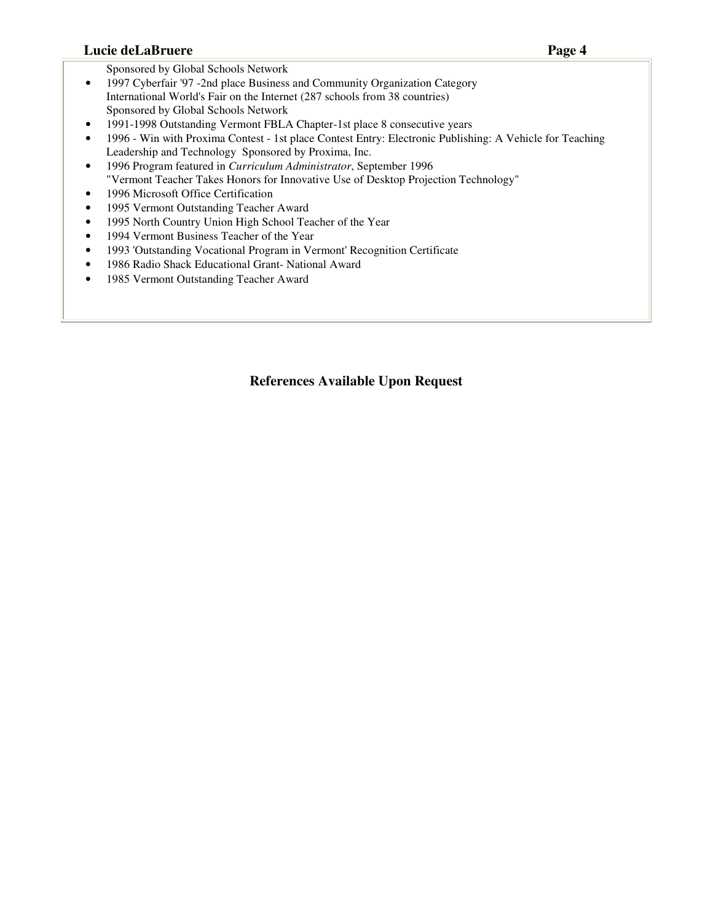Sponsored by Global Schools Network

- 1997 Cyberfair '97 -2nd place Business and Community Organization Category
  International World's Fair on the Internet (287 schools from 38 countries)
  Sponsored by Global Schools Network
- 1991-1998 Outstanding Vermont FBLA Chapter-1st place 8 consecutive years
- 1996 - Win with Proxima Contest - 1st place Contest Entry: Electronic Publishing: A Vehicle for Teaching Leadership and Technology Sponsored by Proxima, Inc.
- 1996 Program featured in *Curriculum Administrator*, September 1996
  "Vermont Teacher Takes Honors for Innovative Use of Desktop Projection Technology"
- 1996 Microsoft Office Certification
- 1995 Vermont Outstanding Teacher Award
- 1995 North Country Union High School Teacher of the Year
- 1994 Vermont Business Teacher of the Year
- 1993 'Outstanding Vocational Program in Vermont' Recognition Certificate
- 1986 Radio Shack Educational Grant- National Award
- 1985 Vermont Outstanding Teacher Award

**References Available Upon Request**